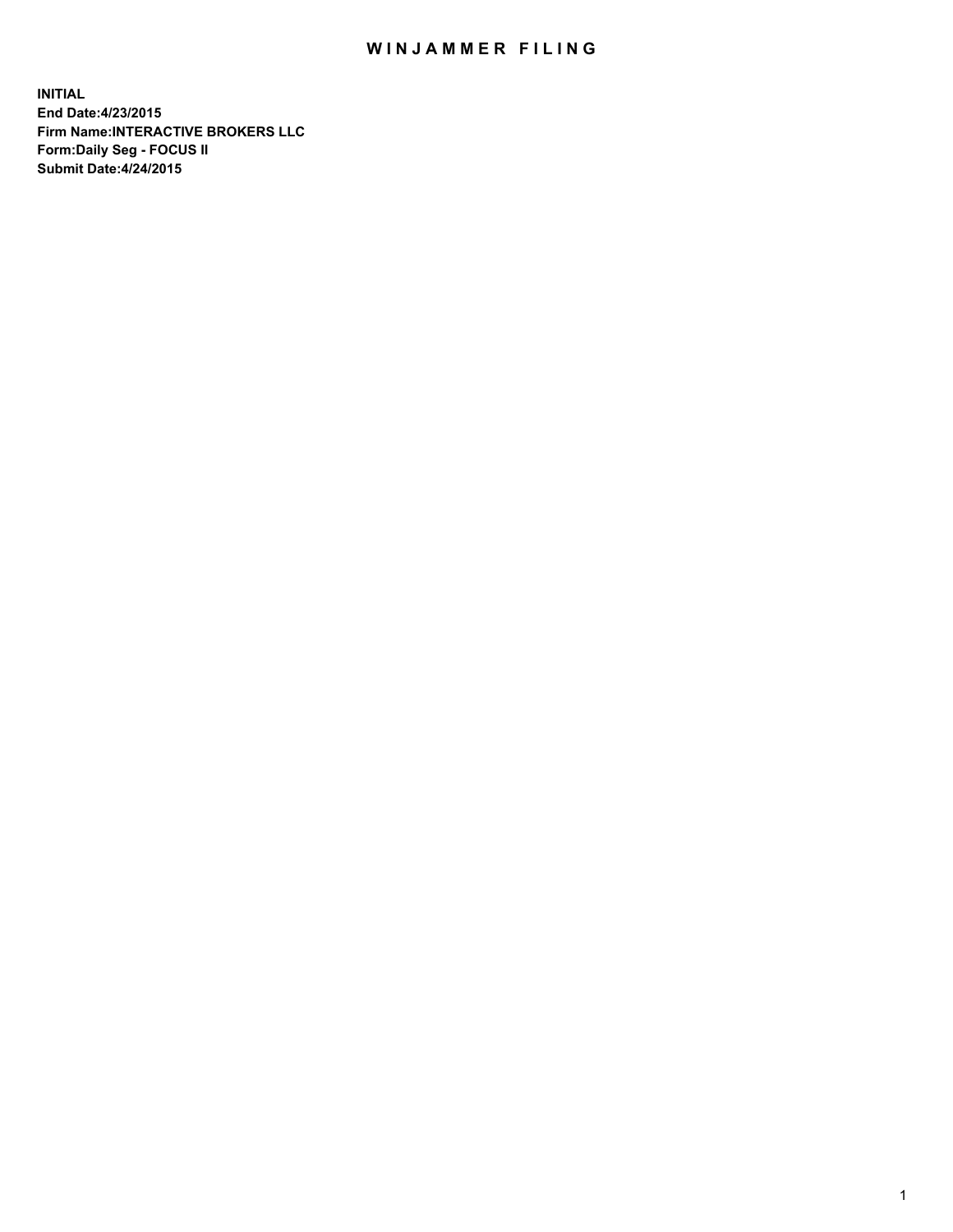# WINJAMMER FILING

**INITIAL**
**End Date:4/23/2015**
**Firm Name:INTERACTIVE BROKERS LLC**
**Form:Daily Seg - FOCUS II**
**Submit Date:4/24/2015**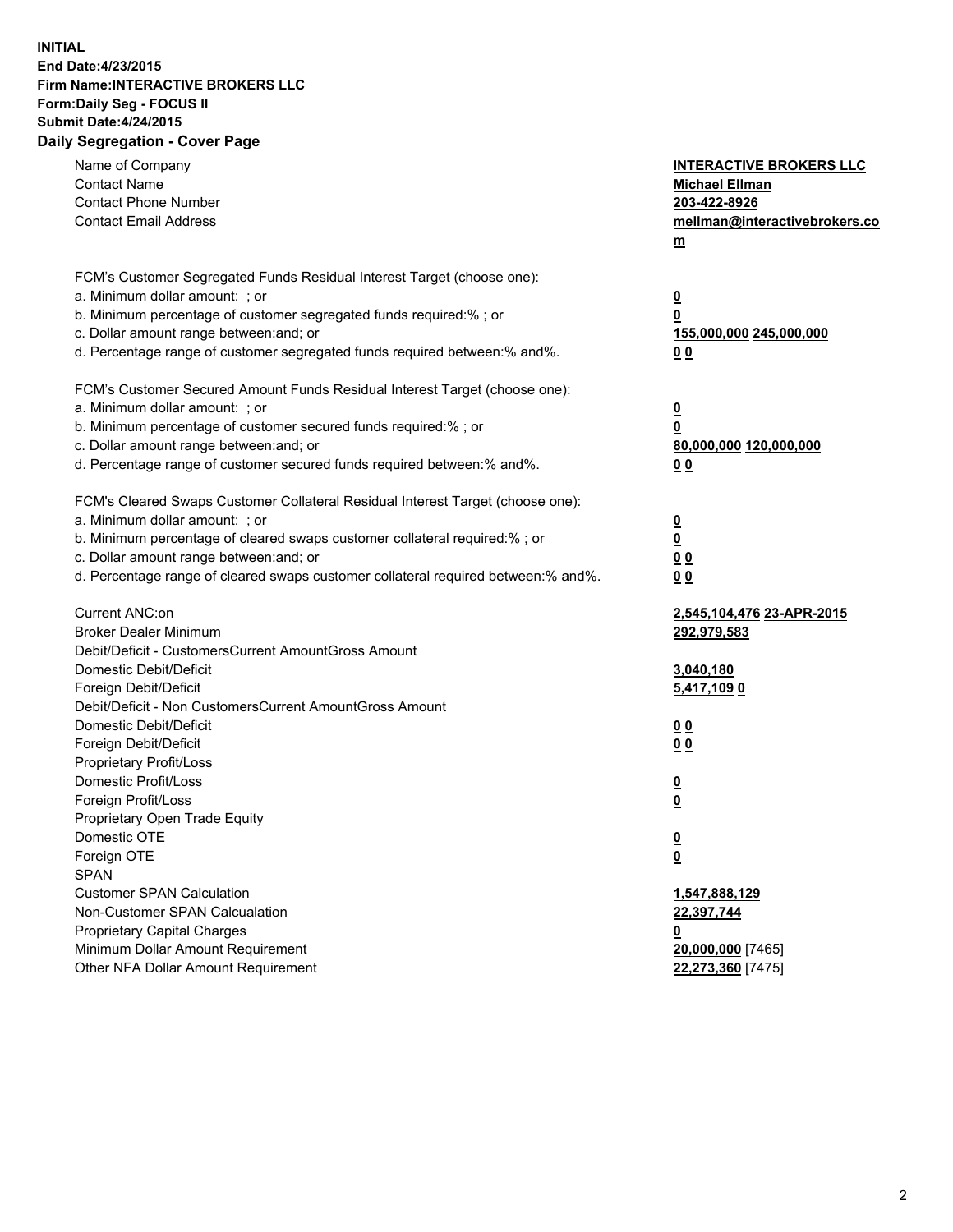**INITIAL**
**End Date:4/23/2015**
**Firm Name:INTERACTIVE BROKERS LLC**
**Form:Daily Seg - FOCUS II**
**Submit Date:4/24/2015**
**Daily Segregation - Cover Page**

| | |
|---|---|
| Name of Company | **INTERACTIVE BROKERS LLC** |
| Contact Name | **Michael Ellman** |
| Contact Phone Number | **203-422-8926** |
| Contact Email Address | **mellman@interactivebrokers.com** |
| | |
| FCM's Customer Segregated Funds Residual Interest Target (choose one): | |
| a. Minimum dollar amount: ; or | **0** |
| b. Minimum percentage of customer segregated funds required:% ; or | **0** |
| c. Dollar amount range between:and; or | **155,000,000 245,000,000** |
| d. Percentage range of customer segregated funds required between:% and%. | **0 0** |
| | |
| FCM's Customer Secured Amount Funds Residual Interest Target (choose one): | |
| a. Minimum dollar amount: ; or | **0** |
| b. Minimum percentage of customer secured funds required:% ; or | **0** |
| c. Dollar amount range between:and; or | **80,000,000 120,000,000** |
| d. Percentage range of customer secured funds required between:% and%. | **0 0** |
| | |
| FCM's Cleared Swaps Customer Collateral Residual Interest Target (choose one): | |
| a. Minimum dollar amount: ; or | **0** |
| b. Minimum percentage of cleared swaps customer collateral required:% ; or | **0** |
| c. Dollar amount range between:and; or | **0 0** |
| d. Percentage range of cleared swaps customer collateral required between:% and%. | **0 0** |
| | |
| Current ANC:on | **2,545,104,476 23-APR-2015** |
| Broker Dealer Minimum | **292,979,583** |
| Debit/Deficit - CustomersCurrent AmountGross Amount | |
| Domestic Debit/Deficit | **3,040,180** |
| Foreign Debit/Deficit | **5,417,109 0** |
| Debit/Deficit - Non CustomersCurrent AmountGross Amount | |
| Domestic Debit/Deficit | **0 0** |
| Foreign Debit/Deficit | **0 0** |
| Proprietary Profit/Loss | |
| Domestic Profit/Loss | **0** |
| Foreign Profit/Loss | **0** |
| Proprietary Open Trade Equity | |
| Domestic OTE | **0** |
| Foreign OTE | **0** |
| SPAN | |
| Customer SPAN Calculation | **1,547,888,129** |
| Non-Customer SPAN Calcualation | **22,397,744** |
| Proprietary Capital Charges | **0** |
| Minimum Dollar Amount Requirement | **20,000,000** [7465] |
| Other NFA Dollar Amount Requirement | **22,273,360** [7475] |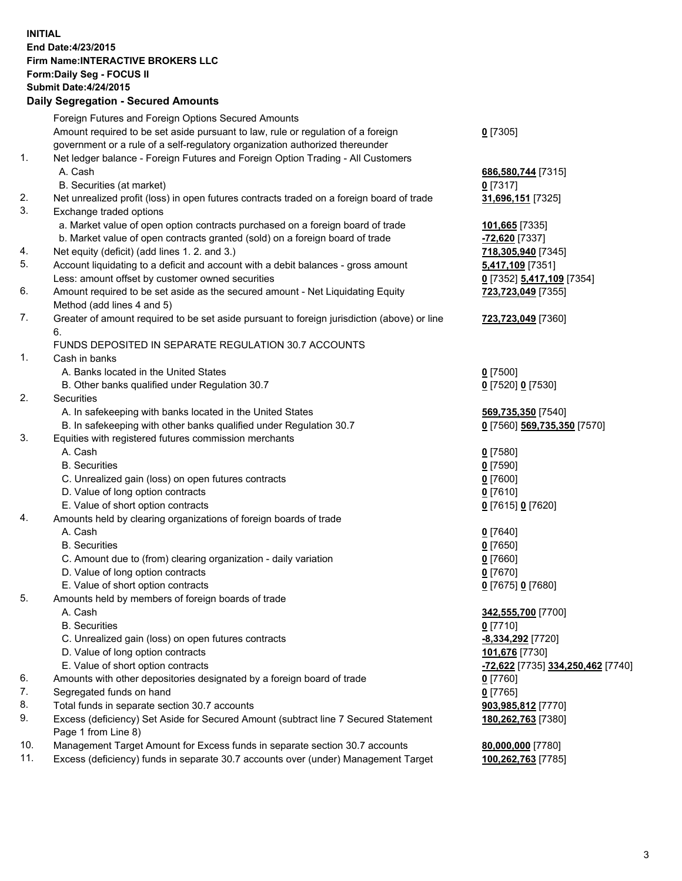**INITIAL**
**End Date:4/23/2015**
**Firm Name:INTERACTIVE BROKERS LLC**
**Form:Daily Seg - FOCUS II**
**Submit Date:4/24/2015**

### Daily Segregation - Secured Amounts

| | | |
|---|---|---|
| | Foreign Futures and Foreign Options Secured Amounts | |
| | Amount required to be set aside pursuant to law, rule or regulation of a foreign government or a rule of a self-regulatory organization authorized thereunder | **0** [7305] |
| 1. | Net ledger balance - Foreign Futures and Foreign Option Trading - All Customers | |
| | A. Cash | **686,580,744** [7315] |
| | B. Securities (at market) | **0** [7317] |
| 2. | Net unrealized profit (loss) in open futures contracts traded on a foreign board of trade | **31,696,151** [7325] |
| 3. | Exchange traded options | |
| | a. Market value of open option contracts purchased on a foreign board of trade | **101,665** [7335] |
| | b. Market value of open contracts granted (sold) on a foreign board of trade | **-72,620** [7337] |
| 4. | Net equity (deficit) (add lines 1. 2. and 3.) | **718,305,940** [7345] |
| 5. | Account liquidating to a deficit and account with a debit balances - gross amount | **5,417,109** [7351] |
| | Less: amount offset by customer owned securities | **0** [7352] **5,417,109** [7354] |
| 6. | Amount required to be set aside as the secured amount - Net Liquidating Equity Method (add lines 4 and 5) | **723,723,049** [7355] |
| 7. | Greater of amount required to be set aside pursuant to foreign jurisdiction (above) or line 6. | **723,723,049** [7360] |
| | FUNDS DEPOSITED IN SEPARATE REGULATION 30.7 ACCOUNTS | |
| 1. | Cash in banks | |
| | A. Banks located in the United States | **0** [7500] |
| | B. Other banks qualified under Regulation 30.7 | **0** [7520] **0** [7530] |
| 2. | Securities | |
| | A. In safekeeping with banks located in the United States | **569,735,350** [7540] |
| | B. In safekeeping with other banks qualified under Regulation 30.7 | **0** [7560] **569,735,350** [7570] |
| 3. | Equities with registered futures commission merchants | |
| | A. Cash | **0** [7580] |
| | B. Securities | **0** [7590] |
| | C. Unrealized gain (loss) on open futures contracts | **0** [7600] |
| | D. Value of long option contracts | **0** [7610] |
| | E. Value of short option contracts | **0** [7615] **0** [7620] |
| 4. | Amounts held by clearing organizations of foreign boards of trade | |
| | A. Cash | **0** [7640] |
| | B. Securities | **0** [7650] |
| | C. Amount due to (from) clearing organization - daily variation | **0** [7660] |
| | D. Value of long option contracts | **0** [7670] |
| | E. Value of short option contracts | **0** [7675] **0** [7680] |
| 5. | Amounts held by members of foreign boards of trade | |
| | A. Cash | **342,555,700** [7700] |
| | B. Securities | **0** [7710] |
| | C. Unrealized gain (loss) on open futures contracts | **-8,334,292** [7720] |
| | D. Value of long option contracts | **101,676** [7730] |
| | E. Value of short option contracts | **-72,622** [7735] **334,250,462** [7740] |
| 6. | Amounts with other depositories designated by a foreign board of trade | **0** [7760] |
| 7. | Segregated funds on hand | **0** [7765] |
| 8. | Total funds in separate section 30.7 accounts | **903,985,812** [7770] |
| 9. | Excess (deficiency) Set Aside for Secured Amount (subtract line 7 Secured Statement Page 1 from Line 8) | **180,262,763** [7380] |
| 10. | Management Target Amount for Excess funds in separate section 30.7 accounts | **80,000,000** [7780] |
| 11. | Excess (deficiency) funds in separate 30.7 accounts over (under) Management Target | **100,262,763** [7785] |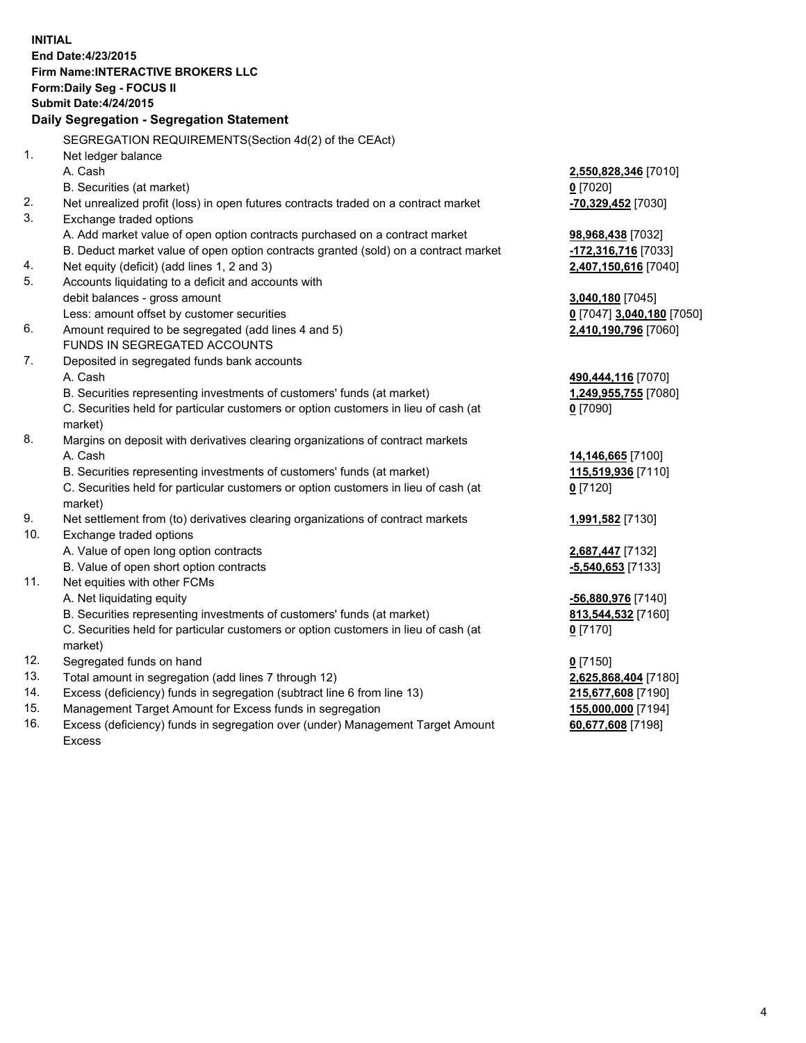**INITIAL**
**End Date:4/23/2015**
**Firm Name:INTERACTIVE BROKERS LLC**
**Form:Daily Seg - FOCUS II**
**Submit Date:4/24/2015**

## Daily Segregation - Segregation Statement

SEGREGATION REQUIREMENTS(Section 4d(2) of the CEAct)

| | | |
|---|---|---|
| 1. | Net ledger balance | |
| | A. Cash | **2,550,828,346** [7010] |
| | B. Securities (at market) | **0** [7020] |
| 2. | Net unrealized profit (loss) in open futures contracts traded on a contract market | **-70,329,452** [7030] |
| 3. | Exchange traded options | |
| | A. Add market value of open option contracts purchased on a contract market | **98,968,438** [7032] |
| | B. Deduct market value of open option contracts granted (sold) on a contract market | **-172,316,716** [7033] |
| 4. | Net equity (deficit) (add lines 1, 2 and 3) | **2,407,150,616** [7040] |
| 5. | Accounts liquidating to a deficit and accounts with debit balances - gross amount | **3,040,180** [7045] |
| | Less: amount offset by customer securities | **0** [7047] **3,040,180** [7050] |
| 6. | Amount required to be segregated (add lines 4 and 5) | **2,410,190,796** [7060] |
| | FUNDS IN SEGREGATED ACCOUNTS | |
| 7. | Deposited in segregated funds bank accounts | |
| | A. Cash | **490,444,116** [7070] |
| | B. Securities representing investments of customers' funds (at market) | **1,249,955,755** [7080] |
| | C. Securities held for particular customers or option customers in lieu of cash (at market) | **0** [7090] |
| 8. | Margins on deposit with derivatives clearing organizations of contract markets | |
| | A. Cash | **14,146,665** [7100] |
| | B. Securities representing investments of customers' funds (at market) | **115,519,936** [7110] |
| | C. Securities held for particular customers or option customers in lieu of cash (at market) | **0** [7120] |
| 9. | Net settlement from (to) derivatives clearing organizations of contract markets | **1,991,582** [7130] |
| 10. | Exchange traded options | |
| | A. Value of open long option contracts | **2,687,447** [7132] |
| | B. Value of open short option contracts | **-5,540,653** [7133] |
| 11. | Net equities with other FCMs | |
| | A. Net liquidating equity | **-56,880,976** [7140] |
| | B. Securities representing investments of customers' funds (at market) | **813,544,532** [7160] |
| | C. Securities held for particular customers or option customers in lieu of cash (at market) | **0** [7170] |
| 12. | Segregated funds on hand | **0** [7150] |
| 13. | Total amount in segregation (add lines 7 through 12) | **2,625,868,404** [7180] |
| 14. | Excess (deficiency) funds in segregation (subtract line 6 from line 13) | **215,677,608** [7190] |
| 15. | Management Target Amount for Excess funds in segregation | **155,000,000** [7194] |
| 16. | Excess (deficiency) funds in segregation over (under) Management Target Amount Excess | **60,677,608** [7198] |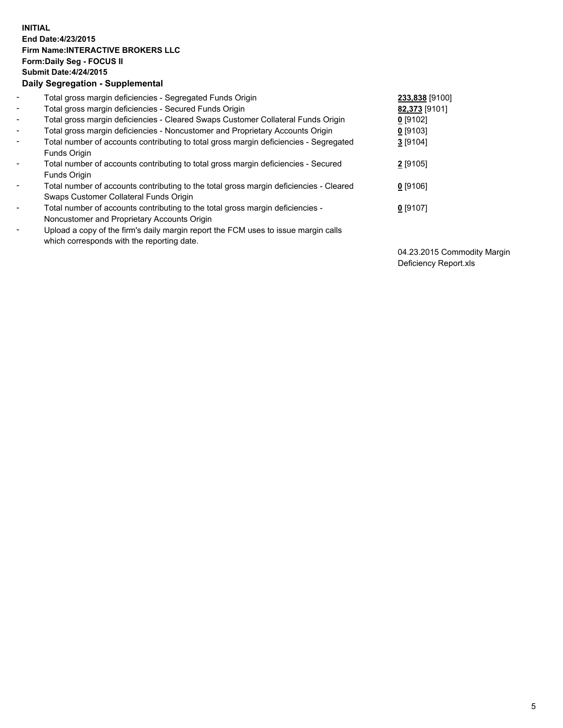**INITIAL**
**End Date:4/23/2015**
**Firm Name:INTERACTIVE BROKERS LLC**
**Form:Daily Seg - FOCUS II**
**Submit Date:4/24/2015**
**Daily Segregation - Supplemental**

| | | |
|---|---|---|
| - | Total gross margin deficiencies - Segregated Funds Origin | **233,838** [9100] |
| - | Total gross margin deficiencies - Secured Funds Origin | **82,373** [9101] |
| - | Total gross margin deficiencies - Cleared Swaps Customer Collateral Funds Origin | **0** [9102] |
| - | Total gross margin deficiencies - Noncustomer and Proprietary Accounts Origin | **0** [9103] |
| - | Total number of accounts contributing to total gross margin deficiencies - Segregated Funds Origin | **3** [9104] |
| - | Total number of accounts contributing to total gross margin deficiencies - Secured Funds Origin | **2** [9105] |
| - | Total number of accounts contributing to the total gross margin deficiencies - Cleared Swaps Customer Collateral Funds Origin | **0** [9106] |
| - | Total number of accounts contributing to the total gross margin deficiencies - Noncustomer and Proprietary Accounts Origin | **0** [9107] |
| - | Upload a copy of the firm's daily margin report the FCM uses to issue margin calls which corresponds with the reporting date. | 04.23.2015 Commodity Margin Deficiency Report.xls |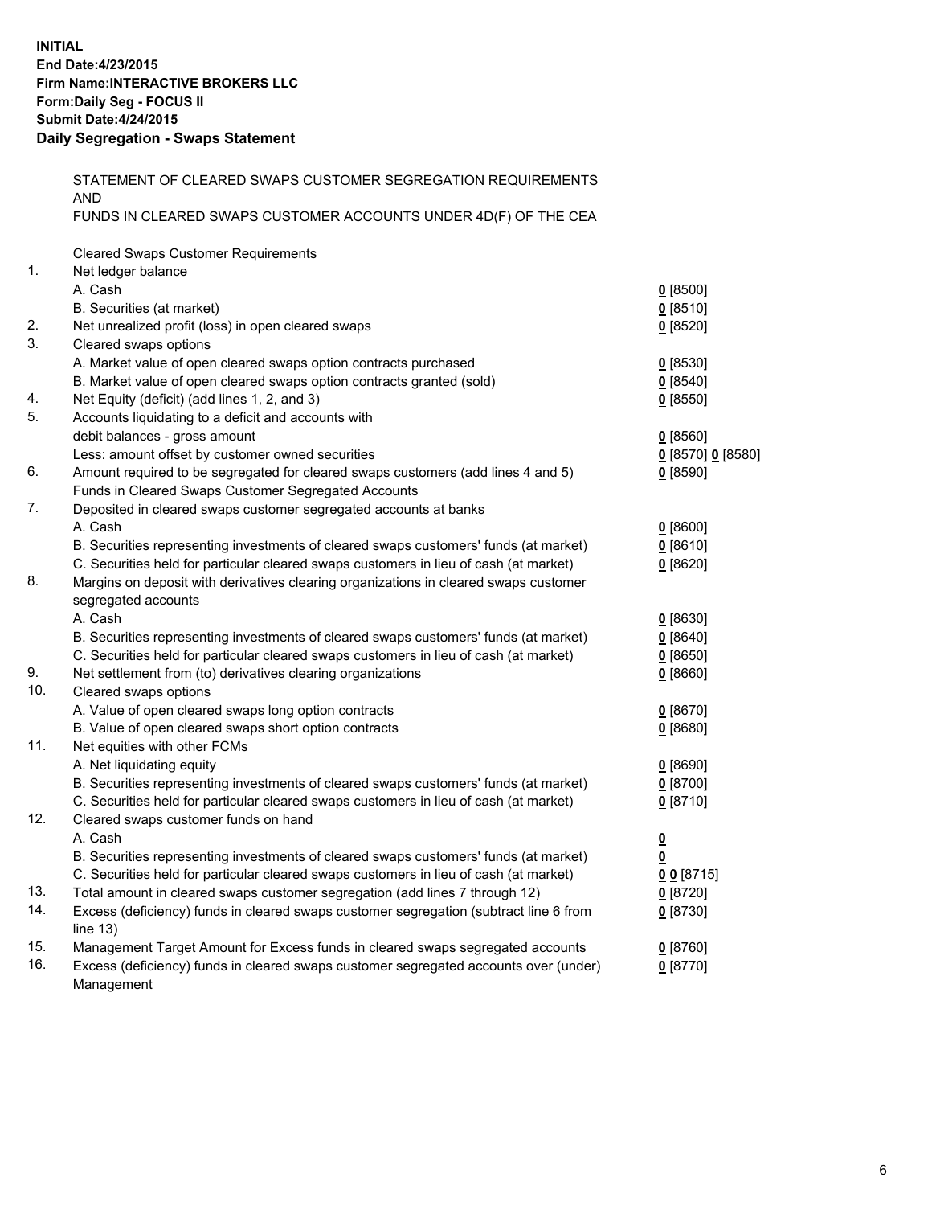**INITIAL**
**End Date:4/23/2015**
**Firm Name:INTERACTIVE BROKERS LLC**
**Form:Daily Seg - FOCUS II**
**Submit Date:4/24/2015**
**Daily Segregation - Swaps Statement**

STATEMENT OF CLEARED SWAPS CUSTOMER SEGREGATION REQUIREMENTS
AND
FUNDS IN CLEARED SWAPS CUSTOMER ACCOUNTS UNDER 4D(F) OF THE CEA

| | | |
|---|---|---|
| | Cleared Swaps Customer Requirements | |
| 1. | Net ledger balance | |
| | A. Cash | 0 [8500] |
| | B. Securities (at market) | 0 [8510] |
| 2. | Net unrealized profit (loss) in open cleared swaps | 0 [8520] |
| 3. | Cleared swaps options | |
| | A. Market value of open cleared swaps option contracts purchased | 0 [8530] |
| | B. Market value of open cleared swaps option contracts granted (sold) | 0 [8540] |
| 4. | Net Equity (deficit) (add lines 1, 2, and 3) | 0 [8550] |
| 5. | Accounts liquidating to a deficit and accounts with | |
| | debit balances - gross amount | 0 [8560] |
| | Less: amount offset by customer owned securities | 0 [8570] 0 [8580] |
| 6. | Amount required to be segregated for cleared swaps customers (add lines 4 and 5) | 0 [8590] |
| | Funds in Cleared Swaps Customer Segregated Accounts | |
| 7. | Deposited in cleared swaps customer segregated accounts at banks | |
| | A. Cash | 0 [8600] |
| | B. Securities representing investments of cleared swaps customers' funds (at market) | 0 [8610] |
| | C. Securities held for particular cleared swaps customers in lieu of cash (at market) | 0 [8620] |
| 8. | Margins on deposit with derivatives clearing organizations in cleared swaps customer segregated accounts | |
| | A. Cash | 0 [8630] |
| | B. Securities representing investments of cleared swaps customers' funds (at market) | 0 [8640] |
| | C. Securities held for particular cleared swaps customers in lieu of cash (at market) | 0 [8650] |
| 9. | Net settlement from (to) derivatives clearing organizations | 0 [8660] |
| 10. | Cleared swaps options | |
| | A. Value of open cleared swaps long option contracts | 0 [8670] |
| | B. Value of open cleared swaps short option contracts | 0 [8680] |
| 11. | Net equities with other FCMs | |
| | A. Net liquidating equity | 0 [8690] |
| | B. Securities representing investments of cleared swaps customers' funds (at market) | 0 [8700] |
| | C. Securities held for particular cleared swaps customers in lieu of cash (at market) | 0 [8710] |
| 12. | Cleared swaps customer funds on hand | |
| | A. Cash | 0 |
| | B. Securities representing investments of cleared swaps customers' funds (at market) | 0 |
| | C. Securities held for particular cleared swaps customers in lieu of cash (at market) | 0 0 [8715] |
| 13. | Total amount in cleared swaps customer segregation (add lines 7 through 12) | 0 [8720] |
| 14. | Excess (deficiency) funds in cleared swaps customer segregation (subtract line 6 from line 13) | 0 [8730] |
| 15. | Management Target Amount for Excess funds in cleared swaps segregated accounts | 0 [8760] |
| 16. | Excess (deficiency) funds in cleared swaps customer segregated accounts over (under) Management | 0 [8770] |